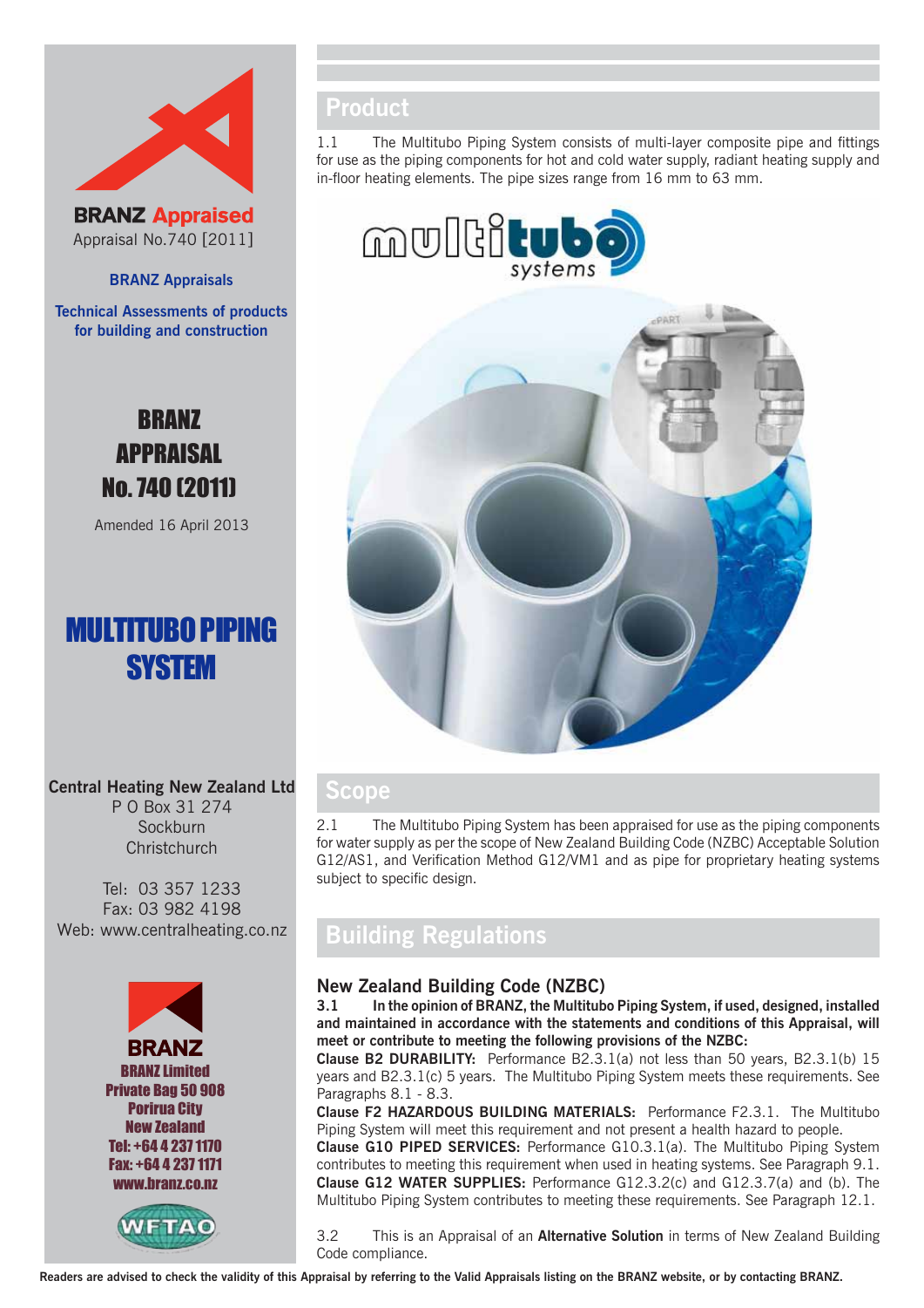**BRANZ Appraised**
Appraisal No.740 [2011]

**BRANZ Appraisals**

**Technical Assessments of products for building and construction**

# BRANZ APPRAISAL No. 740 (2011)

Amended 16 April 2013

# MULTITUBO PIPING SYSTEM

**Central Heating New Zealand Ltd**
P O Box 31 274
Sockburn
Christchurch

Tel: 03 357 1233
Fax: 03 982 4198
Web: www.centralheating.co.nz

**BRANZ Limited**
**Private Bag 50 908**
**Porirua City**
**New Zealand**
**Tel: +64 4 237 1170**
**Fax: +64 4 237 1171**
**www.branz.co.nz**

## Product

1.1 The Multitubo Piping System consists of multi-layer composite pipe and fittings for use as the piping components for hot and cold water supply, radiant heating supply and in-floor heating elements. The pipe sizes range from 16 mm to 63 mm.

## Scope

2.1 The Multitubo Piping System has been appraised for use as the piping components for water supply as per the scope of New Zealand Building Code (NZBC) Acceptable Solution G12/AS1, and Verification Method G12/VM1 and as pipe for proprietary heating systems subject to specific design.

## Building Regulations

### New Zealand Building Code (NZBC)

**3.1 In the opinion of BRANZ, the Multitubo Piping System, if used, designed, installed and maintained in accordance with the statements and conditions of this Appraisal, will meet or contribute to meeting the following provisions of the NZBC:**

**Clause B2 DURABILITY:** Performance B2.3.1(a) not less than 50 years, B2.3.1(b) 15 years and B2.3.1(c) 5 years. The Multitubo Piping System meets these requirements. See Paragraphs 8.1 - 8.3.

**Clause F2 HAZARDOUS BUILDING MATERIALS:** Performance F2.3.1. The Multitubo Piping System will meet this requirement and not present a health hazard to people.

**Clause G10 PIPED SERVICES:** Performance G10.3.1(a). The Multitubo Piping System contributes to meeting this requirement when used in heating systems. See Paragraph 9.1.

**Clause G12 WATER SUPPLIES:** Performance G12.3.2(c) and G12.3.7(a) and (b). The Multitubo Piping System contributes to meeting these requirements. See Paragraph 12.1.

3.2 This is an Appraisal of an **Alternative Solution** in terms of New Zealand Building Code compliance.

**Readers are advised to check the validity of this Appraisal by referring to the Valid Appraisals listing on the BRANZ website, or by contacting BRANZ.**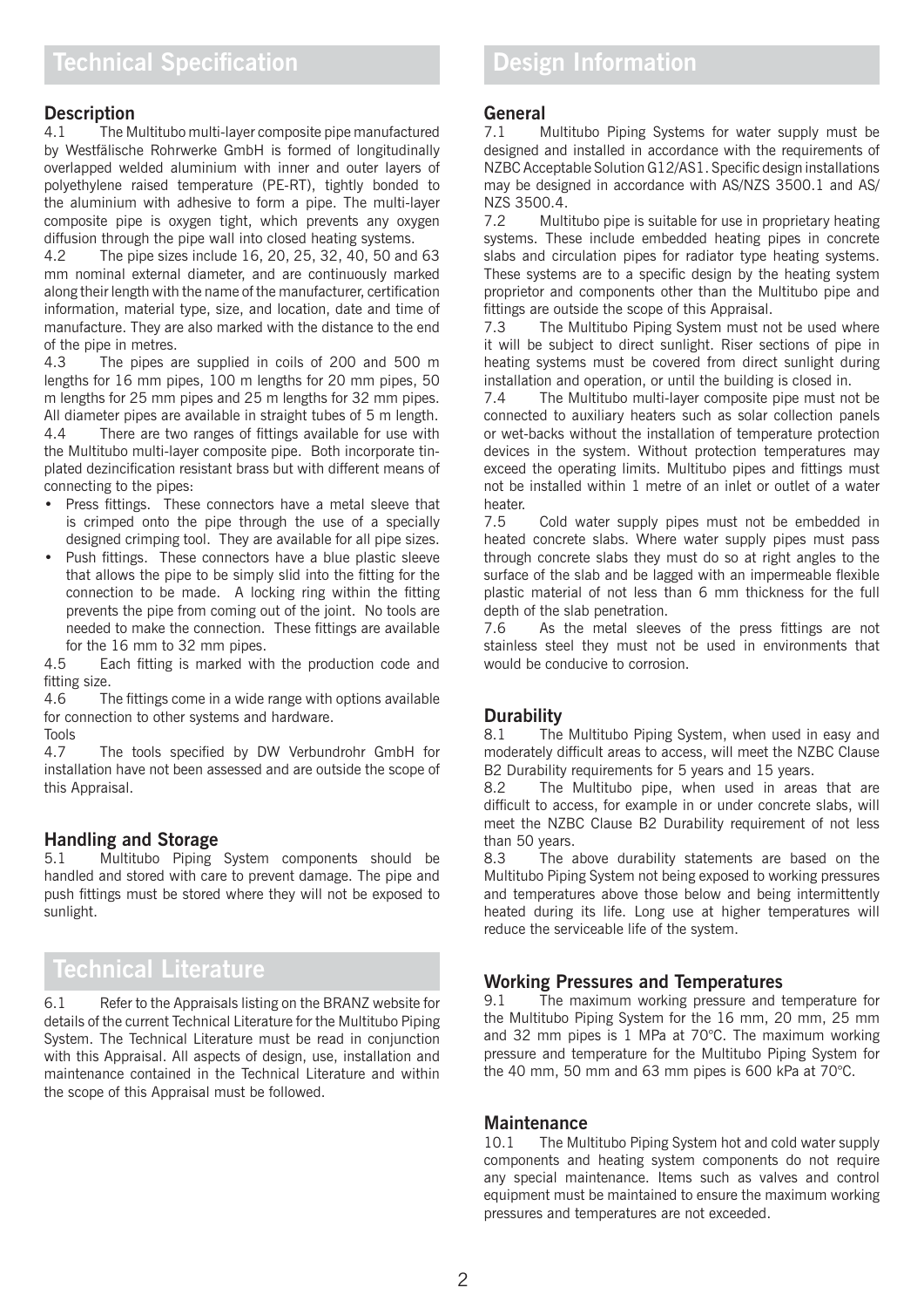# Technical Specification

## Description

4.1 The Multitubo multi-layer composite pipe manufactured by Westfälische Rohrwerke GmbH is formed of longitudinally overlapped welded aluminium with inner and outer layers of polyethylene raised temperature (PE-RT), tightly bonded to the aluminium with adhesive to form a pipe. The multi-layer composite pipe is oxygen tight, which prevents any oxygen diffusion through the pipe wall into closed heating systems.

4.2 The pipe sizes include 16, 20, 25, 32, 40, 50 and 63 mm nominal external diameter, and are continuously marked along their length with the name of the manufacturer, certification information, material type, size, and location, date and time of manufacture. They are also marked with the distance to the end of the pipe in metres.

4.3 The pipes are supplied in coils of 200 and 500 m lengths for 16 mm pipes, 100 m lengths for 20 mm pipes, 50 m lengths for 25 mm pipes and 25 m lengths for 32 mm pipes. All diameter pipes are available in straight tubes of 5 m length.

4.4 There are two ranges of fittings available for use with the Multitubo multi-layer composite pipe. Both incorporate tin-plated dezincification resistant brass but with different means of connecting to the pipes:

- Press fittings. These connectors have a metal sleeve that is crimped onto the pipe through the use of a specially designed crimping tool. They are available for all pipe sizes.
- Push fittings. These connectors have a blue plastic sleeve that allows the pipe to be simply slid into the fitting for the connection to be made. A locking ring within the fitting prevents the pipe from coming out of the joint. No tools are needed to make the connection. These fittings are available for the 16 mm to 32 mm pipes.

4.5 Each fitting is marked with the production code and fitting size.

4.6 The fittings come in a wide range with options available for connection to other systems and hardware.

Tools

4.7 The tools specified by DW Verbundrohr GmbH for installation have not been assessed and are outside the scope of this Appraisal.

## Handling and Storage

5.1 Multitubo Piping System components should be handled and stored with care to prevent damage. The pipe and push fittings must be stored where they will not be exposed to sunlight.

# Technical Literature

6.1 Refer to the Appraisals listing on the BRANZ website for details of the current Technical Literature for the Multitubo Piping System. The Technical Literature must be read in conjunction with this Appraisal. All aspects of design, use, installation and maintenance contained in the Technical Literature and within the scope of this Appraisal must be followed.

# Design Information

## General

7.1 Multitubo Piping Systems for water supply must be designed and installed in accordance with the requirements of NZBC Acceptable Solution G12/AS1. Specific design installations may be designed in accordance with AS/NZS 3500.1 and AS/NZS 3500.4.

7.2 Multitubo pipe is suitable for use in proprietary heating systems. These include embedded heating pipes in concrete slabs and circulation pipes for radiator type heating systems. These systems are to a specific design by the heating system proprietor and components other than the Multitubo pipe and fittings are outside the scope of this Appraisal.

7.3 The Multitubo Piping System must not be used where it will be subject to direct sunlight. Riser sections of pipe in heating systems must be covered from direct sunlight during installation and operation, or until the building is closed in.

7.4 The Multitubo multi-layer composite pipe must not be connected to auxiliary heaters such as solar collection panels or wet-backs without the installation of temperature protection devices in the system. Without protection temperatures may exceed the operating limits. Multitubo pipes and fittings must not be installed within 1 metre of an inlet or outlet of a water heater.

7.5 Cold water supply pipes must not be embedded in heated concrete slabs. Where water supply pipes must pass through concrete slabs they must do so at right angles to the surface of the slab and be lagged with an impermeable flexible plastic material of not less than 6 mm thickness for the full depth of the slab penetration.

7.6 As the metal sleeves of the press fittings are not stainless steel they must not be used in environments that would be conducive to corrosion.

## Durability

8.1 The Multitubo Piping System, when used in easy and moderately difficult areas to access, will meet the NZBC Clause B2 Durability requirements for 5 years and 15 years.

8.2 The Multitubo pipe, when used in areas that are difficult to access, for example in or under concrete slabs, will meet the NZBC Clause B2 Durability requirement of not less than 50 years.

8.3 The above durability statements are based on the Multitubo Piping System not being exposed to working pressures and temperatures above those below and being intermittently heated during its life. Long use at higher temperatures will reduce the serviceable life of the system.

## Working Pressures and Temperatures

9.1 The maximum working pressure and temperature for the Multitubo Piping System for the 16 mm, 20 mm, 25 mm and 32 mm pipes is 1 MPa at 70°C. The maximum working pressure and temperature for the Multitubo Piping System for the 40 mm, 50 mm and 63 mm pipes is 600 kPa at 70°C.

## Maintenance

10.1 The Multitubo Piping System hot and cold water supply components and heating system components do not require any special maintenance. Items such as valves and control equipment must be maintained to ensure the maximum working pressures and temperatures are not exceeded.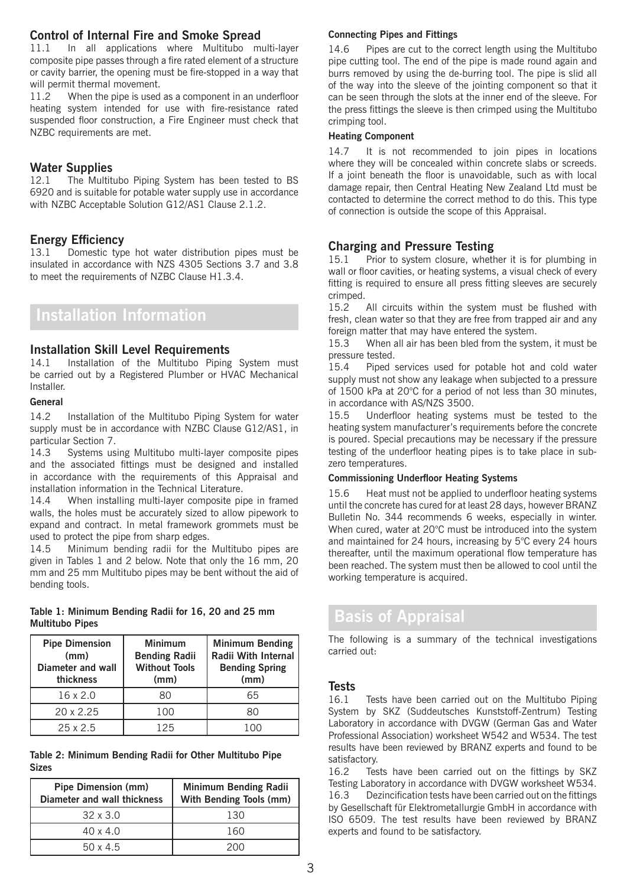## Control of Internal Fire and Smoke Spread

11.1 In all applications where Multitubo multi-layer composite pipe passes through a fire rated element of a structure or cavity barrier, the opening must be fire-stopped in a way that will permit thermal movement.

11.2 When the pipe is used as a component in an underfloor heating system intended for use with fire-resistance rated suspended floor construction, a Fire Engineer must check that NZBC requirements are met.

## Water Supplies

12.1 The Multitubo Piping System has been tested to BS 6920 and is suitable for potable water supply use in accordance with NZBC Acceptable Solution G12/AS1 Clause 2.1.2.

## Energy Efficiency

13.1 Domestic type hot water distribution pipes must be insulated in accordance with NZS 4305 Sections 3.7 and 3.8 to meet the requirements of NZBC Clause H1.3.4.

# Installation Information

## Installation Skill Level Requirements

14.1 Installation of the Multitubo Piping System must be carried out by a Registered Plumber or HVAC Mechanical Installer.

### General

14.2 Installation of the Multitubo Piping System for water supply must be in accordance with NZBC Clause G12/AS1, in particular Section 7.

14.3 Systems using Multitubo multi-layer composite pipes and the associated fittings must be designed and installed in accordance with the requirements of this Appraisal and installation information in the Technical Literature.

14.4 When installing multi-layer composite pipe in framed walls, the holes must be accurately sized to allow pipework to expand and contract. In metal framework grommets must be used to protect the pipe from sharp edges.

14.5 Minimum bending radii for the Multitubo pipes are given in Tables 1 and 2 below. Note that only the 16 mm, 20 mm and 25 mm Multitubo pipes may be bent without the aid of bending tools.

**Table 1: Minimum Bending Radii for 16, 20 and 25 mm Multitubo Pipes**

| Pipe Dimension (mm) Diameter and wall thickness | Minimum Bending Radii Without Tools (mm) | Minimum Bending Radii With Internal Bending Spring (mm) |
|---|---|---|
| 16 x 2.0 | 80 | 65 |
| 20 x 2.25 | 100 | 80 |
| 25 x 2.5 | 125 | 100 |

**Table 2: Minimum Bending Radii for Other Multitubo Pipe Sizes**

| Pipe Dimension (mm) Diameter and wall thickness | Minimum Bending Radii With Bending Tools (mm) |
|---|---|
| 32 x 3.0 | 130 |
| 40 x 4.0 | 160 |
| 50 x 4.5 | 200 |

### Connecting Pipes and Fittings

14.6 Pipes are cut to the correct length using the Multitubo pipe cutting tool. The end of the pipe is made round again and burrs removed by using the de-burring tool. The pipe is slid all of the way into the sleeve of the jointing component so that it can be seen through the slots at the inner end of the sleeve. For the press fittings the sleeve is then crimped using the Multitubo crimping tool.

### Heating Component

14.7 It is not recommended to join pipes in locations where they will be concealed within concrete slabs or screeds. If a joint beneath the floor is unavoidable, such as with local damage repair, then Central Heating New Zealand Ltd must be contacted to determine the correct method to do this. This type of connection is outside the scope of this Appraisal.

## Charging and Pressure Testing

15.1 Prior to system closure, whether it is for plumbing in wall or floor cavities, or heating systems, a visual check of every fitting is required to ensure all press fitting sleeves are securely crimped.

15.2 All circuits within the system must be flushed with fresh, clean water so that they are free from trapped air and any foreign matter that may have entered the system.

15.3 When all air has been bled from the system, it must be pressure tested.

15.4 Piped services used for potable hot and cold water supply must not show any leakage when subjected to a pressure of 1500 kPa at 20°C for a period of not less than 30 minutes, in accordance with AS/NZS 3500.

15.5 Underfloor heating systems must be tested to the heating system manufacturer's requirements before the concrete is poured. Special precautions may be necessary if the pressure testing of the underfloor heating pipes is to take place in sub-zero temperatures.

### Commissioning Underfloor Heating Systems

15.6 Heat must not be applied to underfloor heating systems until the concrete has cured for at least 28 days, however BRANZ Bulletin No. 344 recommends 6 weeks, especially in winter. When cured, water at 20°C must be introduced into the system and maintained for 24 hours, increasing by 5°C every 24 hours thereafter, until the maximum operational flow temperature has been reached. The system must then be allowed to cool until the working temperature is acquired.

# Basis of Appraisal

The following is a summary of the technical investigations carried out:

## Tests

16.1 Tests have been carried out on the Multitubo Piping System by SKZ (Suddeutsches Kunststoff-Zentrum) Testing Laboratory in accordance with DVGW (German Gas and Water Professional Association) worksheet W542 and W534. The test results have been reviewed by BRANZ experts and found to be satisfactory.

16.2 Tests have been carried out on the fittings by SKZ Testing Laboratory in accordance with DVGW worksheet W534.

16.3 Dezincification tests have been carried out on the fittings by Gesellschaft für Elektrometallurgie GmbH in accordance with ISO 6509. The test results have been reviewed by BRANZ experts and found to be satisfactory.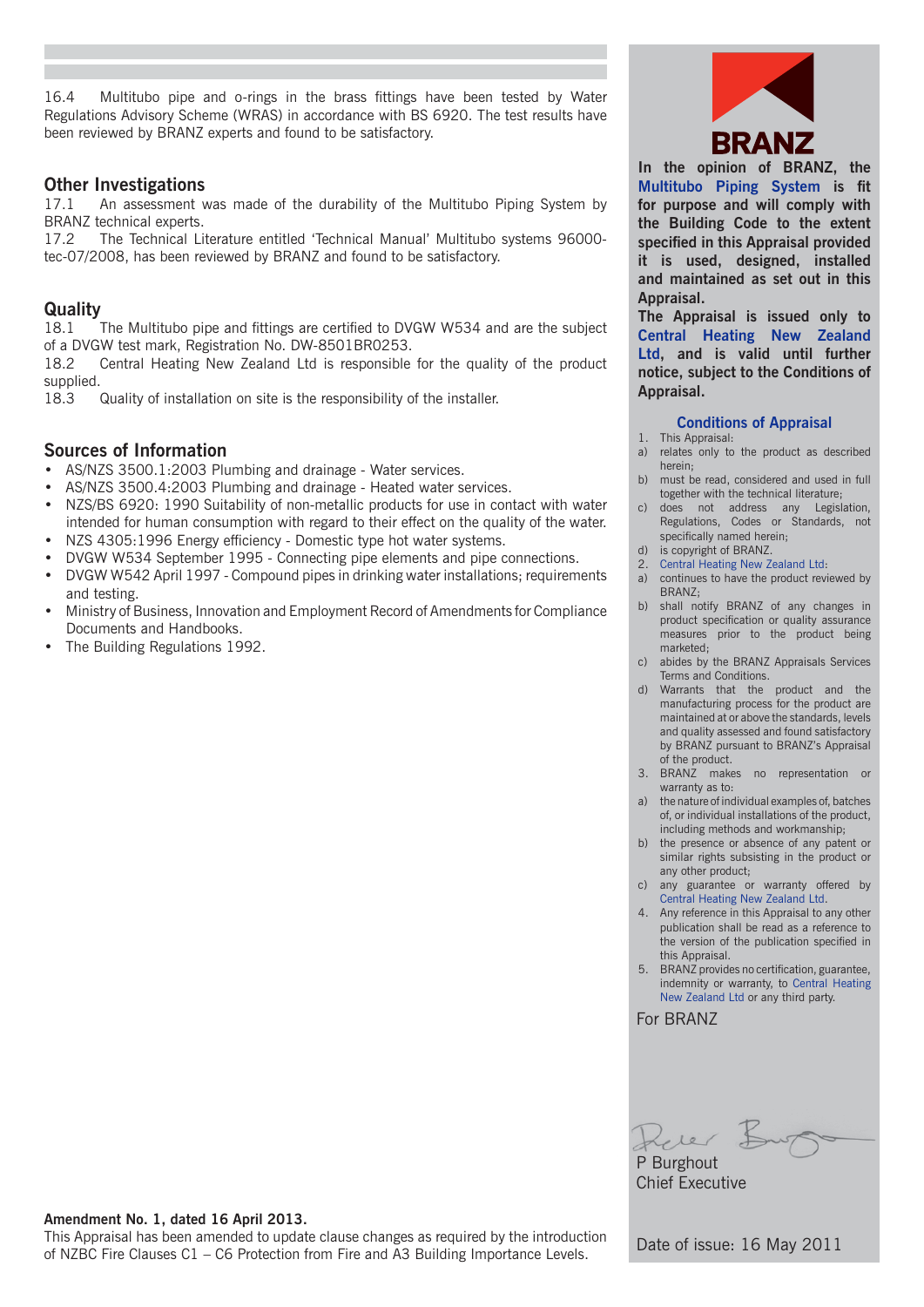16.4 Multitubo pipe and o-rings in the brass fittings have been tested by Water Regulations Advisory Scheme (WRAS) in accordance with BS 6920. The test results have been reviewed by BRANZ experts and found to be satisfactory.

## Other Investigations

17.1 An assessment was made of the durability of the Multitubo Piping System by BRANZ technical experts.

17.2 The Technical Literature entitled 'Technical Manual' Multitubo systems 96000-tec-07/2008, has been reviewed by BRANZ and found to be satisfactory.

## Quality

18.1 The Multitubo pipe and fittings are certified to DVGW W534 and are the subject of a DVGW test mark, Registration No. DW-8501BR0253.

18.2 Central Heating New Zealand Ltd is responsible for the quality of the product supplied.

18.3 Quality of installation on site is the responsibility of the installer.

## Sources of Information

- AS/NZS 3500.1:2003 Plumbing and drainage - Water services.
- AS/NZS 3500.4:2003 Plumbing and drainage - Heated water services.
- NZS/BS 6920: 1990 Suitability of non-metallic products for use in contact with water intended for human consumption with regard to their effect on the quality of the water.
- NZS 4305:1996 Energy efficiency - Domestic type hot water systems.
- DVGW W534 September 1995 - Connecting pipe elements and pipe connections.
- DVGW W542 April 1997 - Compound pipes in drinking water installations; requirements and testing.
- Ministry of Business, Innovation and Employment Record of Amendments for Compliance Documents and Handbooks.
- The Building Regulations 1992.

**Amendment No. 1, dated 16 April 2013.**

This Appraisal has been amended to update clause changes as required by the introduction of NZBC Fire Clauses C1 – C6 Protection from Fire and A3 Building Importance Levels.

BRANZ

**In the opinion of BRANZ, the Multitubo Piping System is fit for purpose and will comply with the Building Code to the extent specified in this Appraisal provided it is used, designed, installed and maintained as set out in this Appraisal.**

**The Appraisal is issued only to Central Heating New Zealand Ltd, and is valid until further notice, subject to the Conditions of Appraisal.**

### Conditions of Appraisal

1. This Appraisal:
   a) relates only to the product as described herein;
   b) must be read, considered and used in full together with the technical literature;
   c) does not address any Legislation, Regulations, Codes or Standards, not specifically named herein;
   d) is copyright of BRANZ.
2. Central Heating New Zealand Ltd:
   a) continues to have the product reviewed by BRANZ;
   b) shall notify BRANZ of any changes in product specification or quality assurance measures prior to the product being marketed;
   c) abides by the BRANZ Appraisals Services Terms and Conditions.
   d) Warrants that the product and the manufacturing process for the product are maintained at or above the standards, levels and quality assessed and found satisfactory by BRANZ pursuant to BRANZ's Appraisal of the product.
3. BRANZ makes no representation or warranty as to:
   a) the nature of individual examples of, batches of, or individual installations of the product, including methods and workmanship;
   b) the presence or absence of any patent or similar rights subsisting in the product or any other product;
   c) any guarantee or warranty offered by Central Heating New Zealand Ltd.
4. Any reference in this Appraisal to any other publication shall be read as a reference to the version of the publication specified in this Appraisal.
5. BRANZ provides no certification, guarantee, indemnity or warranty, to Central Heating New Zealand Ltd or any third party.

For BRANZ

P Burghout
Chief Executive

Date of issue: 16 May 2011